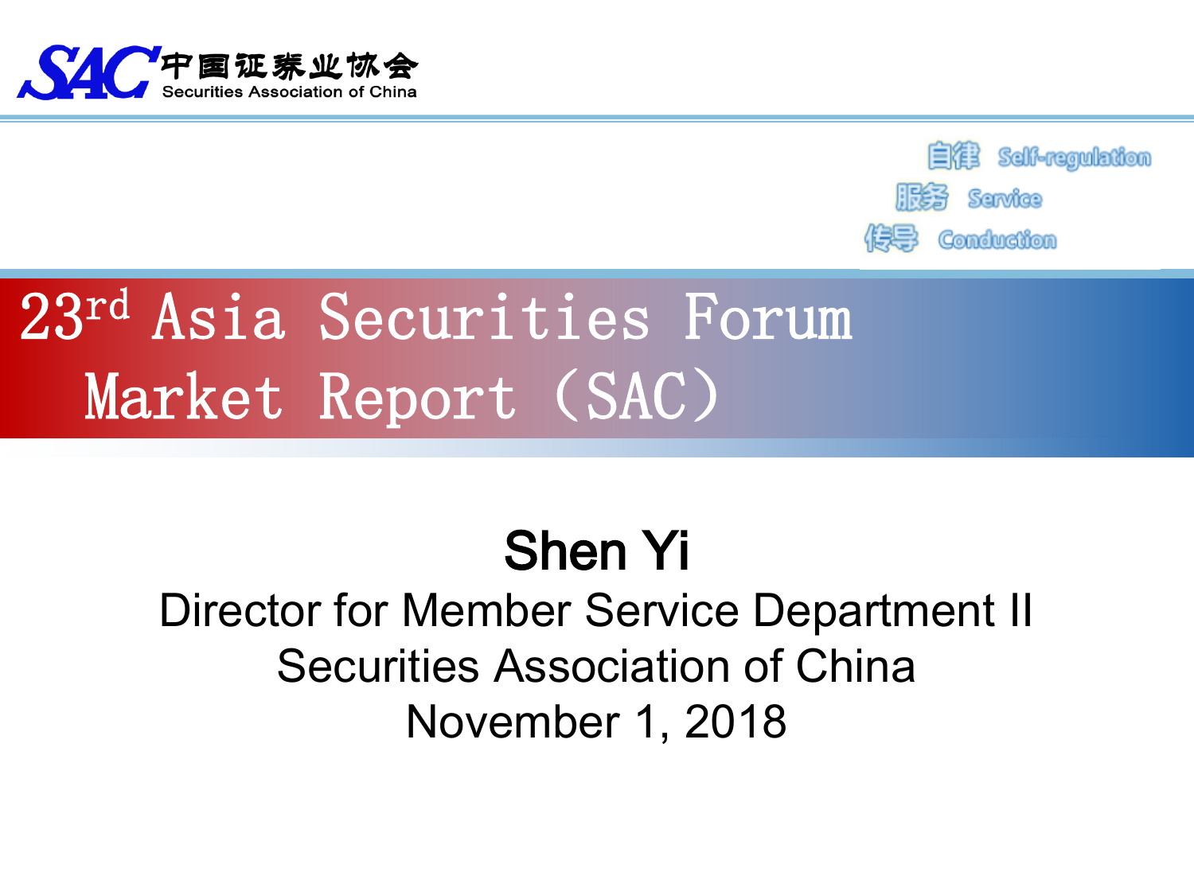中国证券业协会
Securities Association of China

自律 Self-regulation
服务 Service
传导 Conduction

# 23rd Asia Securities Forum Market Report (SAC)

**Shen Yi**

Director for Member Service Department II

Securities Association of China

November 1, 2018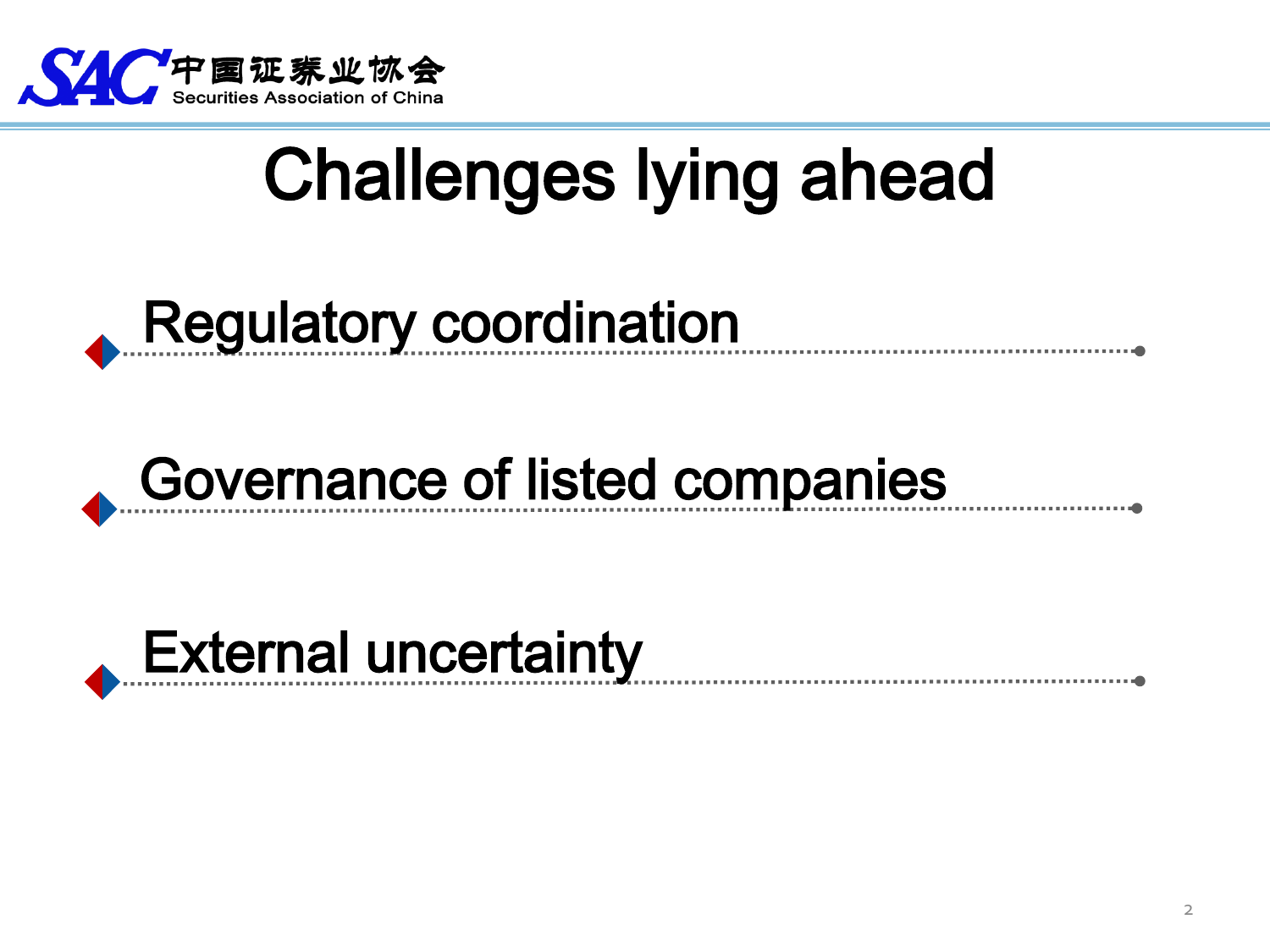# Challenges lying ahead

- Regulatory coordination
- Governance of listed companies
- External uncertainty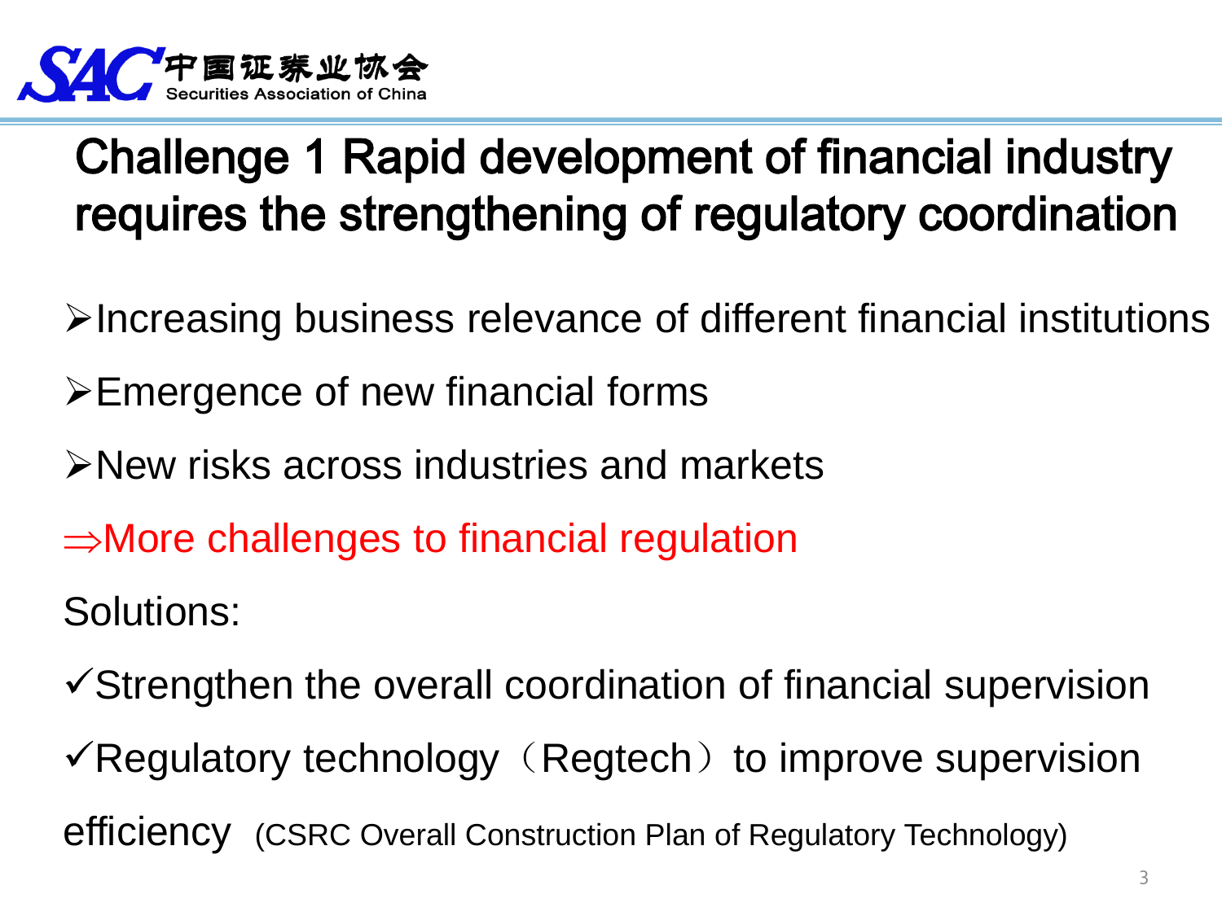# Challenge 1 Rapid development of financial industry requires the strengthening of regulatory coordination

- ➢Increasing business relevance of different financial institutions
- ➢Emergence of new financial forms
- ➢New risks across industries and markets

⇒More challenges to financial regulation

Solutions:

- ✓Strengthen the overall coordination of financial supervision
- ✓Regulatory technology（Regtech）to improve supervision efficiency (CSRC Overall Construction Plan of Regulatory Technology)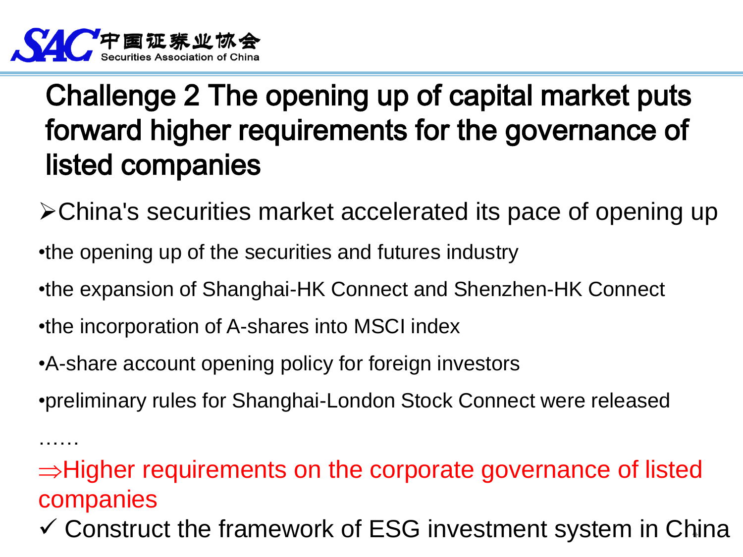# Challenge 2 The opening up of capital market puts forward higher requirements for the governance of listed companies

➢China's securities market accelerated its pace of opening up

- the opening up of the securities and futures industry
- the expansion of Shanghai-HK Connect and Shenzhen-HK Connect
- the incorporation of A-shares into MSCI index
- A-share account opening policy for foreign investors
- preliminary rules for Shanghai-London Stock Connect were released

……

⇒Higher requirements on the corporate governance of listed companies

✓ Construct the framework of ESG investment system in China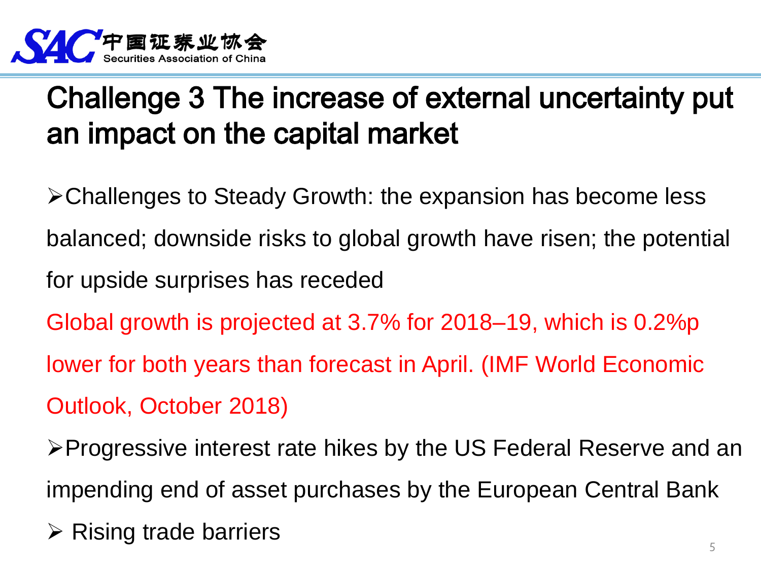# Challenge 3 The increase of external uncertainty put an impact on the capital market

- Challenges to Steady Growth: the expansion has become less balanced; downside risks to global growth have risen; the potential for upside surprises has receded

Global growth is projected at 3.7% for 2018–19, which is 0.2%p lower for both years than forecast in April. (IMF World Economic Outlook, October 2018)

- Progressive interest rate hikes by the US Federal Reserve and an impending end of asset purchases by the European Central Bank
- Rising trade barriers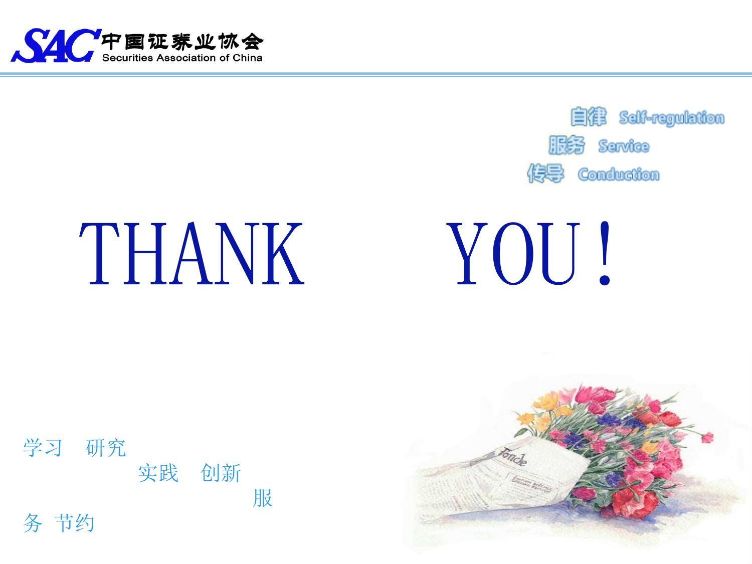SAC 中国证券业协会
Securities Association of China

自律 Self-regulation

服务 Service

传导 Conduction

# THANK YOU!

学习 研究

实践 创新

服务 节约